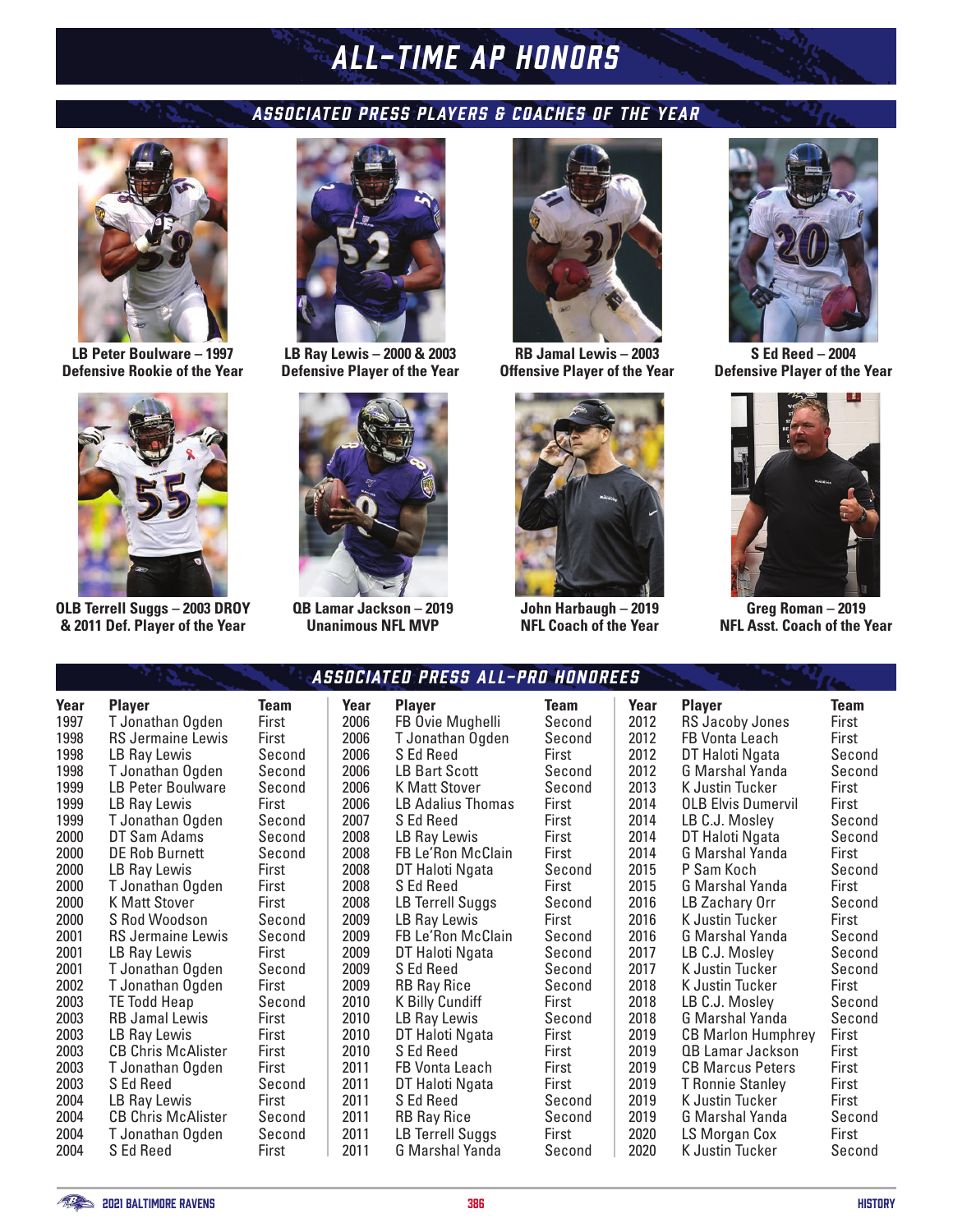# ALL-TIME AP HONORS

## ASSOCIATED PRESS PLAYERS & COACHES OF THE YEAR

LB Peter Boulware – 1997
Defensive Rookie of the Year

LB Ray Lewis – 2000 & 2003
Defensive Player of the Year

RB Jamal Lewis – 2003
Offensive Player of the Year

S Ed Reed – 2004
Defensive Player of the Year

OLB Terrell Suggs – 2003 DROY
& 2011 Def. Player of the Year

QB Lamar Jackson – 2019
Unanimous NFL MVP

John Harbaugh – 2019
NFL Coach of the Year

Greg Roman – 2019
NFL Asst. Coach of the Year

## ASSOCIATED PRESS ALL-PRO HONOREES

| Year | Player | Team |
|---|---|---|
| 1997 | T Jonathan Ogden | First |
| 1998 | RS Jermaine Lewis | First |
| 1998 | LB Ray Lewis | Second |
| 1998 | T Jonathan Ogden | Second |
| 1999 | LB Peter Boulware | Second |
| 1999 | LB Ray Lewis | First |
| 1999 | T Jonathan Ogden | Second |
| 2000 | DT Sam Adams | Second |
| 2000 | DE Rob Burnett | Second |
| 2000 | LB Ray Lewis | First |
| 2000 | T Jonathan Ogden | First |
| 2000 | K Matt Stover | First |
| 2000 | S Rod Woodson | Second |
| 2001 | RS Jermaine Lewis | Second |
| 2001 | LB Ray Lewis | First |
| 2001 | T Jonathan Ogden | Second |
| 2002 | T Jonathan Ogden | First |
| 2003 | TE Todd Heap | Second |
| 2003 | RB Jamal Lewis | First |
| 2003 | LB Ray Lewis | First |
| 2003 | CB Chris McAlister | First |
| 2003 | T Jonathan Ogden | First |
| 2003 | S Ed Reed | Second |
| 2004 | LB Ray Lewis | First |
| 2004 | CB Chris McAlister | Second |
| 2004 | T Jonathan Ogden | Second |
| 2004 | S Ed Reed | First |
| 2006 | FB Ovie Mughelli | Second |
| 2006 | T Jonathan Ogden | Second |
| 2006 | S Ed Reed | First |
| 2006 | LB Bart Scott | Second |
| 2006 | LB Adalius Thomas | First |
| 2007 | S Ed Reed | First |
| 2008 | LB Ray Lewis | First |
| 2008 | FB Le'Ron McClain | First |
| 2008 | DT Haloti Ngata | Second |
| 2008 | S Ed Reed | First |
| 2008 | LB Terrell Suggs | Second |
| 2009 | LB Ray Lewis | First |
| 2009 | FB Le'Ron McClain | Second |
| 2009 | DT Haloti Ngata | Second |
| 2009 | S Ed Reed | Second |
| 2009 | RB Ray Rice | Second |
| 2010 | K Billy Cundiff | First |
| 2010 | LB Ray Lewis | Second |
| 2010 | DT Haloti Ngata | First |
| 2010 | S Ed Reed | First |
| 2011 | FB Vonta Leach | First |
| 2011 | DT Haloti Ngata | First |
| 2011 | S Ed Reed | Second |
| 2011 | RB Ray Rice | Second |
| 2011 | LB Terrell Suggs | First |
| 2011 | G Marshal Yanda | Second |
| 2012 | RS Jacoby Jones | First |
| 2012 | FB Vonta Leach | First |
| 2012 | DT Haloti Ngata | Second |
| 2012 | G Marshal Yanda | Second |
| 2013 | K Justin Tucker | First |
| 2014 | OLB Elvis Dumervil | First |
| 2014 | LB C.J. Mosley | Second |
| 2014 | DT Haloti Ngata | Second |
| 2014 | G Marshal Yanda | First |
| 2015 | P Sam Koch | Second |
| 2015 | G Marshal Yanda | First |
| 2016 | LB Zachary Orr | Second |
| 2016 | K Justin Tucker | First |
| 2016 | G Marshal Yanda | Second |
| 2017 | LB C.J. Mosley | Second |
| 2017 | K Justin Tucker | Second |
| 2018 | K Justin Tucker | First |
| 2018 | LB C.J. Mosley | Second |
| 2018 | G Marshal Yanda | Second |
| 2019 | CB Marlon Humphrey | First |
| 2019 | QB Lamar Jackson | First |
| 2019 | CB Marcus Peters | First |
| 2019 | T Ronnie Stanley | First |
| 2019 | K Justin Tucker | First |
| 2019 | G Marshal Yanda | Second |
| 2020 | LS Morgan Cox | First |
| 2020 | K Justin Tucker | Second |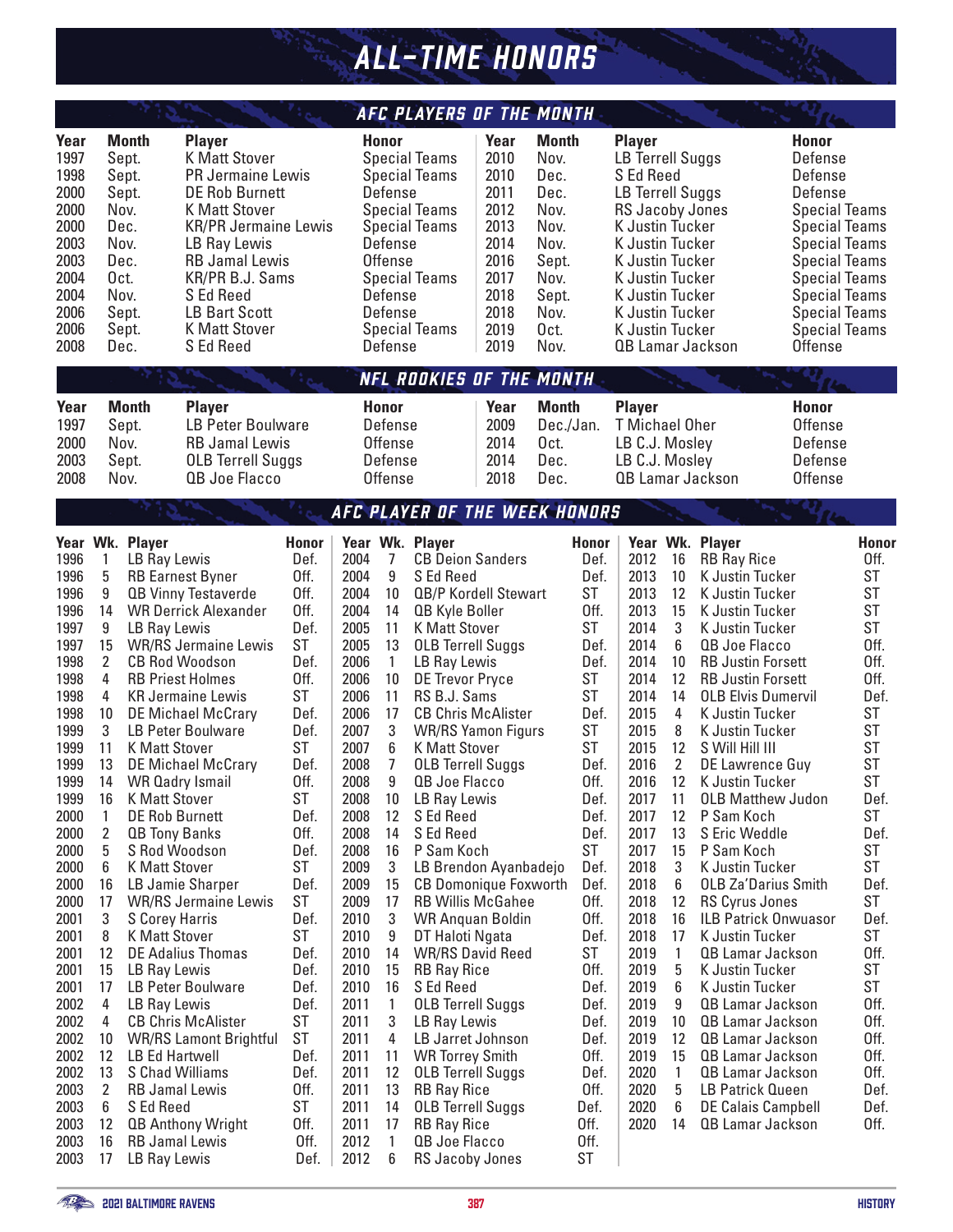# ALL-TIME HONORS

## AFC PLAYERS OF THE MONTH

| Year | Month | Player | Honor |
|---|---|---|---|
| 1997 | Sept. | K Matt Stover | Special Teams |
| 1998 | Sept. | PR Jermaine Lewis | Special Teams |
| 2000 | Sept. | DE Rob Burnett | Defense |
| 2000 | Nov. | K Matt Stover | Special Teams |
| 2000 | Dec. | KR/PR Jermaine Lewis | Special Teams |
| 2003 | Nov. | LB Ray Lewis | Defense |
| 2003 | Dec. | RB Jamal Lewis | Offense |
| 2004 | Oct. | KR/PR B.J. Sams | Special Teams |
| 2004 | Nov. | S Ed Reed | Defense |
| 2006 | Sept. | LB Bart Scott | Defense |
| 2006 | Sept. | K Matt Stover | Special Teams |
| 2008 | Dec. | S Ed Reed | Defense |
| 2010 | Nov. | LB Terrell Suggs | Defense |
| 2010 | Dec. | S Ed Reed | Defense |
| 2011 | Dec. | LB Terrell Suggs | Defense |
| 2012 | Nov. | RS Jacoby Jones | Special Teams |
| 2013 | Nov. | K Justin Tucker | Special Teams |
| 2014 | Nov. | K Justin Tucker | Special Teams |
| 2016 | Sept. | K Justin Tucker | Special Teams |
| 2017 | Nov. | K Justin Tucker | Special Teams |
| 2018 | Sept. | K Justin Tucker | Special Teams |
| 2018 | Nov. | K Justin Tucker | Special Teams |
| 2019 | Oct. | K Justin Tucker | Special Teams |
| 2019 | Nov. | QB Lamar Jackson | Offense |

## NFL ROOKIES OF THE MONTH

| Year | Month | Player | Honor |
|---|---|---|---|
| 1997 | Sept. | LB Peter Boulware | Defense |
| 2000 | Nov. | RB Jamal Lewis | Offense |
| 2003 | Sept. | OLB Terrell Suggs | Defense |
| 2008 | Nov. | QB Joe Flacco | Offense |
| 2009 | Dec./Jan. | T Michael Oher | Offense |
| 2014 | Oct. | LB C.J. Mosley | Defense |
| 2014 | Dec. | LB C.J. Mosley | Defense |
| 2018 | Dec. | QB Lamar Jackson | Offense |

## AFC PLAYER OF THE WEEK HONORS

| Year | Wk. | Player | Honor |
|---|---|---|---|
| 1996 | 1 | LB Ray Lewis | Def. |
| 1996 | 5 | RB Earnest Byner | Off. |
| 1996 | 9 | QB Vinny Testaverde | Off. |
| 1996 | 14 | WR Derrick Alexander | Off. |
| 1997 | 9 | LB Ray Lewis | Def. |
| 1997 | 15 | WR/RS Jermaine Lewis | ST |
| 1998 | 2 | CB Rod Woodson | Def. |
| 1998 | 4 | RB Priest Holmes | Off. |
| 1998 | 4 | KR Jermaine Lewis | ST |
| 1998 | 10 | DE Michael McCrary | Def. |
| 1999 | 3 | LB Peter Boulware | Def. |
| 1999 | 11 | K Matt Stover | ST |
| 1999 | 13 | DE Michael McCrary | Def. |
| 1999 | 14 | WR Qadry Ismail | Off. |
| 1999 | 16 | K Matt Stover | ST |
| 2000 | 1 | DE Rob Burnett | Def. |
| 2000 | 2 | QB Tony Banks | Off. |
| 2000 | 5 | S Rod Woodson | Def. |
| 2000 | 6 | K Matt Stover | ST |
| 2000 | 16 | LB Jamie Sharper | Def. |
| 2000 | 17 | WR/RS Jermaine Lewis | ST |
| 2001 | 3 | S Corey Harris | Def. |
| 2001 | 8 | K Matt Stover | ST |
| 2001 | 12 | DE Adalius Thomas | Def. |
| 2001 | 15 | LB Ray Lewis | Def. |
| 2001 | 17 | LB Peter Boulware | Def. |
| 2002 | 4 | LB Ray Lewis | Def. |
| 2002 | 4 | CB Chris McAlister | ST |
| 2002 | 10 | WR/RS Lamont Brightful | ST |
| 2002 | 12 | LB Ed Hartwell | Def. |
| 2002 | 13 | S Chad Williams | Def. |
| 2003 | 2 | RB Jamal Lewis | Off. |
| 2003 | 6 | S Ed Reed | ST |
| 2003 | 12 | QB Anthony Wright | Off. |
| 2003 | 16 | RB Jamal Lewis | Off. |
| 2003 | 17 | LB Ray Lewis | Def. |
| 2004 | 7 | CB Deion Sanders | Def. |
| 2004 | 9 | S Ed Reed | Def. |
| 2004 | 10 | QB/P Kordell Stewart | ST |
| 2004 | 14 | QB Kyle Boller | Off. |
| 2005 | 11 | K Matt Stover | ST |
| 2005 | 13 | OLB Terrell Suggs | Def. |
| 2006 | 1 | LB Ray Lewis | Def. |
| 2006 | 10 | DE Trevor Pryce | ST |
| 2006 | 11 | RS B.J. Sams | ST |
| 2006 | 17 | CB Chris McAlister | Def. |
| 2007 | 3 | WR/RS Yamon Figurs | ST |
| 2007 | 6 | K Matt Stover | ST |
| 2008 | 7 | OLB Terrell Suggs | Def. |
| 2008 | 9 | QB Joe Flacco | Off. |
| 2008 | 10 | LB Ray Lewis | Def. |
| 2008 | 12 | S Ed Reed | Def. |
| 2008 | 14 | S Ed Reed | Def. |
| 2008 | 16 | P Sam Koch | ST |
| 2009 | 3 | LB Brendon Ayanbadejo | Def. |
| 2009 | 15 | CB Domonique Foxworth | Def. |
| 2009 | 17 | RB Willis McGahee | Off. |
| 2010 | 3 | WR Anquan Boldin | Off. |
| 2010 | 9 | DT Haloti Ngata | Def. |
| 2010 | 14 | WR/RS David Reed | ST |
| 2010 | 15 | RB Ray Rice | Off. |
| 2010 | 16 | S Ed Reed | Def. |
| 2011 | 1 | OLB Terrell Suggs | Def. |
| 2011 | 3 | LB Ray Lewis | Def. |
| 2011 | 4 | LB Jarret Johnson | Def. |
| 2011 | 11 | WR Torrey Smith | Off. |
| 2011 | 12 | OLB Terrell Suggs | Def. |
| 2011 | 13 | RB Ray Rice | Off. |
| 2011 | 14 | OLB Terrell Suggs | Def. |
| 2011 | 17 | RB Ray Rice | Off. |
| 2012 | 1 | QB Joe Flacco | Off. |
| 2012 | 6 | RS Jacoby Jones | ST |
| 2012 | 16 | RB Ray Rice | Off. |
| 2013 | 10 | K Justin Tucker | ST |
| 2013 | 12 | K Justin Tucker | ST |
| 2013 | 15 | K Justin Tucker | ST |
| 2014 | 3 | K Justin Tucker | ST |
| 2014 | 6 | QB Joe Flacco | Off. |
| 2014 | 10 | RB Justin Forsett | Off. |
| 2014 | 12 | RB Justin Forsett | Off. |
| 2014 | 14 | OLB Elvis Dumervil | Def. |
| 2015 | 4 | K Justin Tucker | ST |
| 2015 | 8 | K Justin Tucker | ST |
| 2015 | 12 | S Will Hill III | ST |
| 2016 | 2 | DE Lawrence Guy | ST |
| 2016 | 12 | K Justin Tucker | ST |
| 2017 | 11 | OLB Matthew Judon | Def. |
| 2017 | 12 | P Sam Koch | ST |
| 2017 | 13 | S Eric Weddle | Def. |
| 2017 | 15 | P Sam Koch | ST |
| 2018 | 3 | K Justin Tucker | ST |
| 2018 | 6 | OLB Za'Darius Smith | Def. |
| 2018 | 12 | RS Cyrus Jones | ST |
| 2018 | 16 | ILB Patrick Onwuasor | Def. |
| 2018 | 17 | K Justin Tucker | ST |
| 2019 | 1 | QB Lamar Jackson | Off. |
| 2019 | 5 | K Justin Tucker | ST |
| 2019 | 6 | K Justin Tucker | ST |
| 2019 | 9 | QB Lamar Jackson | Off. |
| 2019 | 10 | QB Lamar Jackson | Off. |
| 2019 | 12 | QB Lamar Jackson | Off. |
| 2019 | 15 | QB Lamar Jackson | Off. |
| 2020 | 1 | QB Lamar Jackson | Off. |
| 2020 | 5 | LB Patrick Queen | Def. |
| 2020 | 6 | DE Calais Campbell | Def. |
| 2020 | 14 | QB Lamar Jackson | Off. |